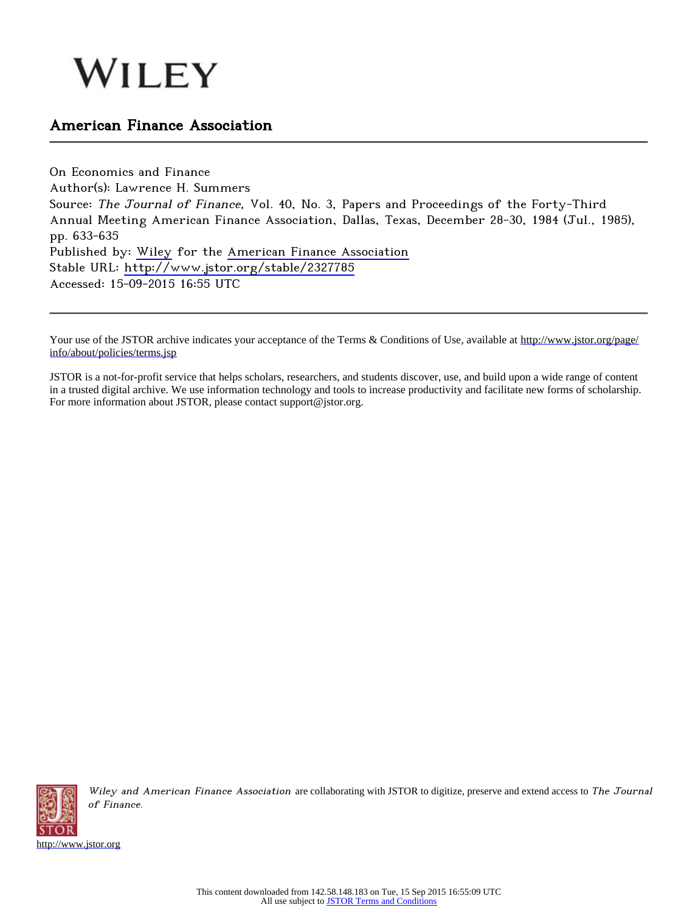WILEY

# American Finance Association

On Economics and Finance
Author(s): Lawrence H. Summers
Source: *The Journal of Finance*, Vol. 40, No. 3, Papers and Proceedings of the Forty-Third Annual Meeting American Finance Association, Dallas, Texas, December 28-30, 1984 (Jul., 1985), pp. 633-635
Published by: Wiley for the American Finance Association
Stable URL: http://www.jstor.org/stable/2327785
Accessed: 15-09-2015 16:55 UTC

Your use of the JSTOR archive indicates your acceptance of the Terms & Conditions of Use, available at http://www.jstor.org/page/info/about/policies/terms.jsp

JSTOR is a not-for-profit service that helps scholars, researchers, and students discover, use, and build upon a wide range of content in a trusted digital archive. We use information technology and tools to increase productivity and facilitate new forms of scholarship. For more information about JSTOR, please contact support@jstor.org.

*Wiley and American Finance Association* are collaborating with JSTOR to digitize, preserve and extend access to *The Journal of Finance*.

http://www.jstor.org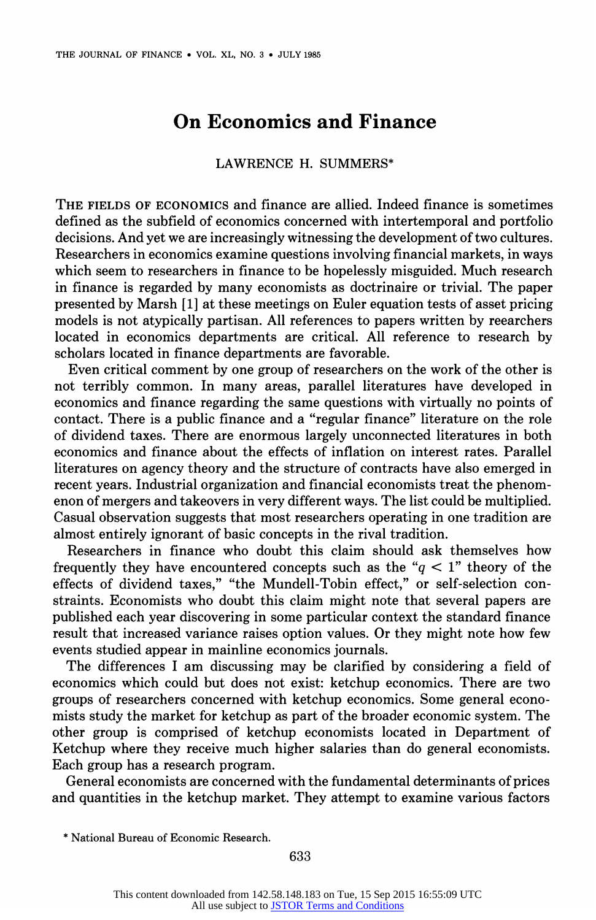# On Economics and Finance

LAWRENCE H. SUMMERS*

THE FIELDS OF ECONOMICS and finance are allied. Indeed finance is sometimes defined as the subfield of economics concerned with intertemporal and portfolio decisions. And yet we are increasingly witnessing the development of two cultures. Researchers in economics examine questions involving financial markets, in ways which seem to researchers in finance to be hopelessly misguided. Much research in finance is regarded by many economists as doctrinaire or trivial. The paper presented by Marsh [1] at these meetings on Euler equation tests of asset pricing models is not atypically partisan. All references to papers written by reearchers located in economics departments are critical. All reference to research by scholars located in finance departments are favorable.

Even critical comment by one group of researchers on the work of the other is not terribly common. In many areas, parallel literatures have developed in economics and finance regarding the same questions with virtually no points of contact. There is a public finance and a "regular finance" literature on the role of dividend taxes. There are enormous largely unconnected literatures in both economics and finance about the effects of inflation on interest rates. Parallel literatures on agency theory and the structure of contracts have also emerged in recent years. Industrial organization and financial economists treat the phenomenon of mergers and takeovers in very different ways. The list could be multiplied. Casual observation suggests that most researchers operating in one tradition are almost entirely ignorant of basic concepts in the rival tradition.

Researchers in finance who doubt this claim should ask themselves how frequently they have encountered concepts such as the "$q < 1$" theory of the effects of dividend taxes," "the Mundell-Tobin effect," or self-selection constraints. Economists who doubt this claim might note that several papers are published each year discovering in some particular context the standard finance result that increased variance raises option values. Or they might note how few events studied appear in mainline economics journals.

The differences I am discussing may be clarified by considering a field of economics which could but does not exist: ketchup economics. There are two groups of researchers concerned with ketchup economics. Some general economists study the market for ketchup as part of the broader economic system. The other group is comprised of ketchup economists located in Department of Ketchup where they receive much higher salaries than do general economists. Each group has a research program.

General economists are concerned with the fundamental determinants of prices and quantities in the ketchup market. They attempt to examine various factors

* National Bureau of Economic Research.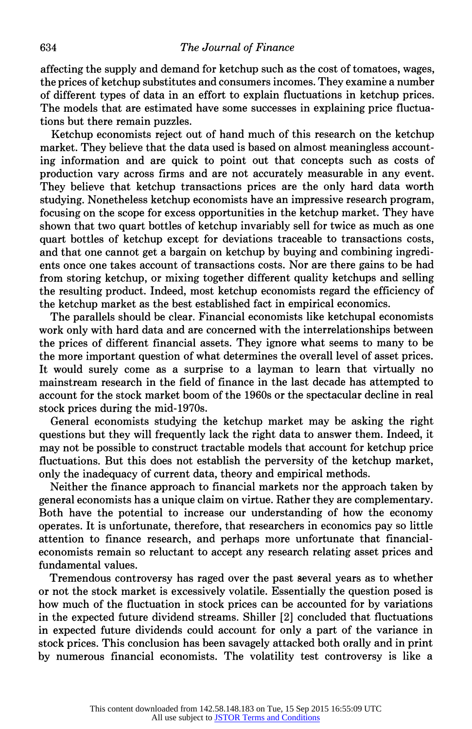affecting the supply and demand for ketchup such as the cost of tomatoes, wages, the prices of ketchup substitutes and consumers incomes. They examine a number of different types of data in an effort to explain fluctuations in ketchup prices. The models that are estimated have some successes in explaining price fluctuations but there remain puzzles.

Ketchup economists reject out of hand much of this research on the ketchup market. They believe that the data used is based on almost meaningless accounting information and are quick to point out that concepts such as costs of production vary across firms and are not accurately measurable in any event. They believe that ketchup transactions prices are the only hard data worth studying. Nonetheless ketchup economists have an impressive research program, focusing on the scope for excess opportunities in the ketchup market. They have shown that two quart bottles of ketchup invariably sell for twice as much as one quart bottles of ketchup except for deviations traceable to transactions costs, and that one cannot get a bargain on ketchup by buying and combining ingredients once one takes account of transactions costs. Nor are there gains to be had from storing ketchup, or mixing together different quality ketchups and selling the resulting product. Indeed, most ketchup economists regard the efficiency of the ketchup market as the best established fact in empirical economics.

The parallels should be clear. Financial economists like ketchupal economists work only with hard data and are concerned with the interrelationships between the prices of different financial assets. They ignore what seems to many to be the more important question of what determines the overall level of asset prices. It would surely come as a surprise to a layman to learn that virtually no mainstream research in the field of finance in the last decade has attempted to account for the stock market boom of the 1960s or the spectacular decline in real stock prices during the mid-1970s.

General economists studying the ketchup market may be asking the right questions but they will frequently lack the right data to answer them. Indeed, it may not be possible to construct tractable models that account for ketchup price fluctuations. But this does not establish the perversity of the ketchup market, only the inadequacy of current data, theory and empirical methods.

Neither the finance approach to financial markets nor the approach taken by general economists has a unique claim on virtue. Rather they are complementary. Both have the potential to increase our understanding of how the economy operates. It is unfortunate, therefore, that researchers in economics pay so little attention to finance research, and perhaps more unfortunate that financial-economists remain so reluctant to accept any research relating asset prices and fundamental values.

Tremendous controversy has raged over the past several years as to whether or not the stock market is excessively volatile. Essentially the question posed is how much of the fluctuation in stock prices can be accounted for by variations in the expected future dividend streams. Shiller [2] concluded that fluctuations in expected future dividends could account for only a part of the variance in stock prices. This conclusion has been savagely attacked both orally and in print by numerous financial economists. The volatility test controversy is like a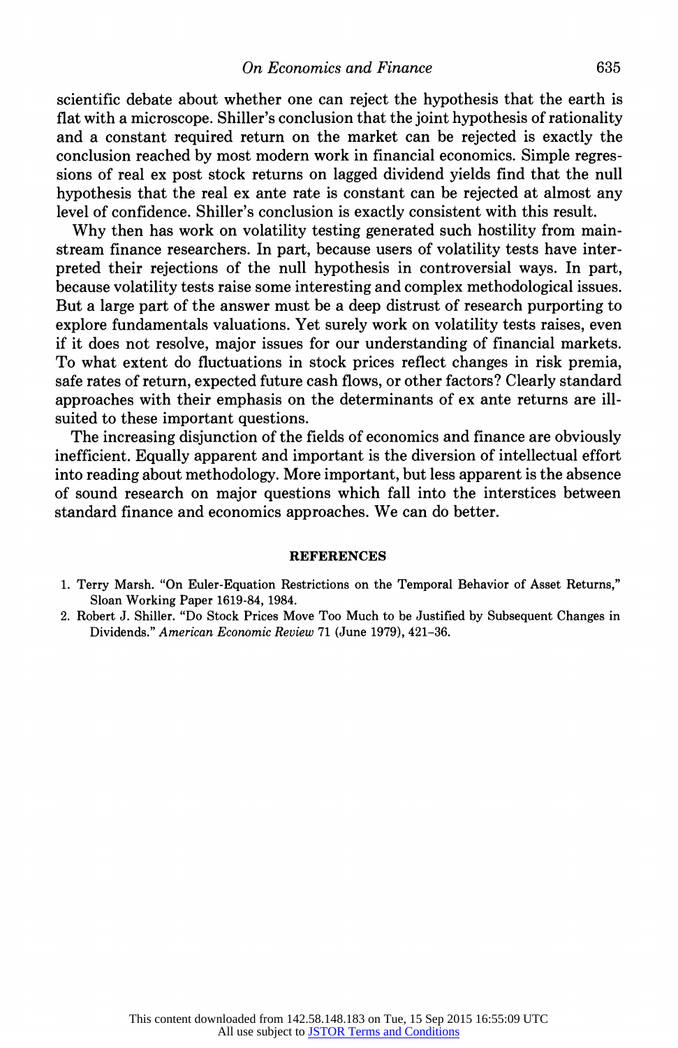scientific debate about whether one can reject the hypothesis that the earth is flat with a microscope. Shiller's conclusion that the joint hypothesis of rationality and a constant required return on the market can be rejected is exactly the conclusion reached by most modern work in financial economics. Simple regressions of real ex post stock returns on lagged dividend yields find that the null hypothesis that the real ex ante rate is constant can be rejected at almost any level of confidence. Shiller's conclusion is exactly consistent with this result.

Why then has work on volatility testing generated such hostility from mainstream finance researchers. In part, because users of volatility tests have interpreted their rejections of the null hypothesis in controversial ways. In part, because volatility tests raise some interesting and complex methodological issues. But a large part of the answer must be a deep distrust of research purporting to explore fundamentals valuations. Yet surely work on volatility tests raises, even if it does not resolve, major issues for our understanding of financial markets. To what extent do fluctuations in stock prices reflect changes in risk premia, safe rates of return, expected future cash flows, or other factors? Clearly standard approaches with their emphasis on the determinants of ex ante returns are ill-suited to these important questions.

The increasing disjunction of the fields of economics and finance are obviously inefficient. Equally apparent and important is the diversion of intellectual effort into reading about methodology. More important, but less apparent is the absence of sound research on major questions which fall into the interstices between standard finance and economics approaches. We can do better.

## REFERENCES

1. Terry Marsh. "On Euler-Equation Restrictions on the Temporal Behavior of Asset Returns," Sloan Working Paper 1619-84, 1984.
2. Robert J. Shiller. "Do Stock Prices Move Too Much to be Justified by Subsequent Changes in Dividends." *American Economic Review* 71 (June 1979), 421–36.